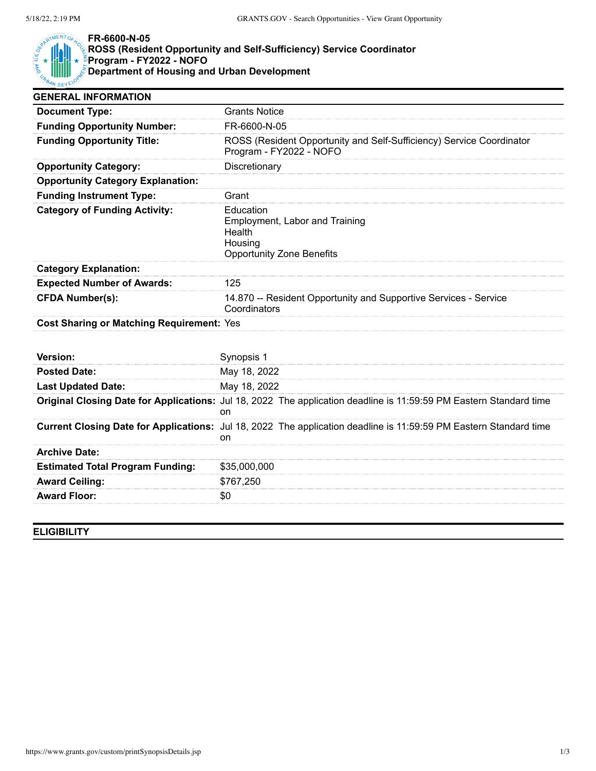# FR-6600-N-05
## ROSS (Resident Opportunity and Self-Sufficiency) Service Coordinator Program - FY2022 - NOFO
## Department of Housing and Urban Development

### GENERAL INFORMATION

| | |
|---|---|
| **Document Type:** | Grants Notice |
| **Funding Opportunity Number:** | FR-6600-N-05 |
| **Funding Opportunity Title:** | ROSS (Resident Opportunity and Self-Sufficiency) Service Coordinator Program - FY2022 - NOFO |
| **Opportunity Category:** | Discretionary |
| **Opportunity Category Explanation:** | |
| **Funding Instrument Type:** | Grant |
| **Category of Funding Activity:** | Education<br>Employment, Labor and Training<br>Health<br>Housing<br>Opportunity Zone Benefits |
| **Category Explanation:** | |
| **Expected Number of Awards:** | 125 |
| **CFDA Number(s):** | 14.870 -- Resident Opportunity and Supportive Services - Service Coordinators |
| **Cost Sharing or Matching Requirement:** | Yes |

| | |
|---|---|
| **Version:** | Synopsis 1 |
| **Posted Date:** | May 18, 2022 |
| **Last Updated Date:** | May 18, 2022 |
| **Original Closing Date for Applications:** | Jul 18, 2022 The application deadline is 11:59:59 PM Eastern Standard time on |
| **Current Closing Date for Applications:** | Jul 18, 2022 The application deadline is 11:59:59 PM Eastern Standard time on |
| **Archive Date:** | |
| **Estimated Total Program Funding:** | $35,000,000 |
| **Award Ceiling:** | $767,250 |
| **Award Floor:** | $0 |

### ELIGIBILITY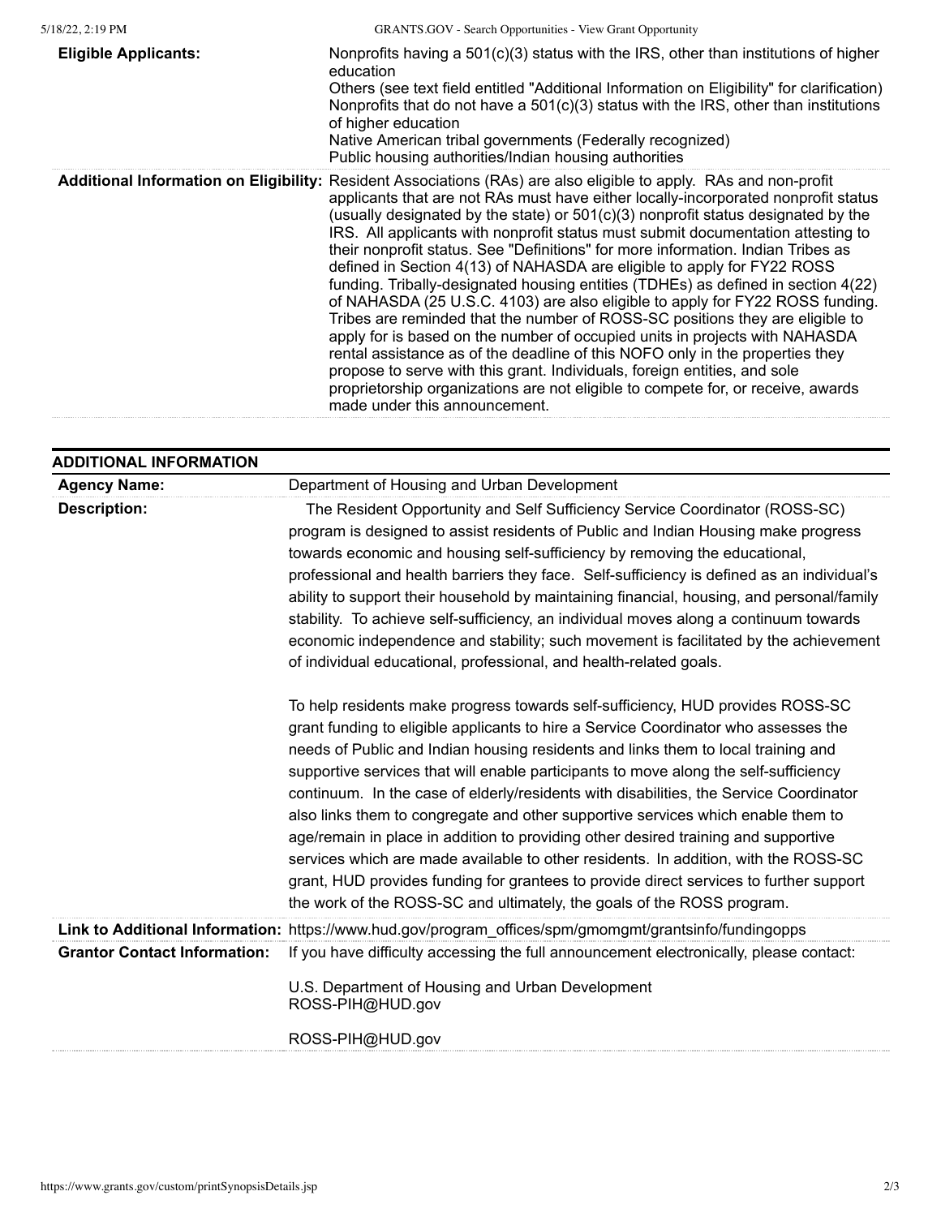| | |
|---|---|
| **Eligible Applicants:** | Nonprofits having a 501(c)(3) status with the IRS, other than institutions of higher education<br>Others (see text field entitled "Additional Information on Eligibility" for clarification)<br>Nonprofits that do not have a 501(c)(3) status with the IRS, other than institutions of higher education<br>Native American tribal governments (Federally recognized)<br>Public housing authorities/Indian housing authorities |
| **Additional Information on Eligibility:** | Resident Associations (RAs) are also eligible to apply. RAs and non-profit applicants that are not RAs must have either locally-incorporated nonprofit status (usually designated by the state) or 501(c)(3) nonprofit status designated by the IRS. All applicants with nonprofit status must submit documentation attesting to their nonprofit status. See "Definitions" for more information. Indian Tribes as defined in Section 4(13) of NAHASDA are eligible to apply for FY22 ROSS funding. Tribally-designated housing entities (TDHEs) as defined in section 4(22) of NAHASDA (25 U.S.C. 4103) are also eligible to apply for FY22 ROSS funding. Tribes are reminded that the number of ROSS-SC positions they are eligible to apply for is based on the number of occupied units in projects with NAHASDA rental assistance as of the deadline of this NOFO only in the properties they propose to serve with this grant. Individuals, foreign entities, and sole proprietorship organizations are not eligible to compete for, or receive, awards made under this announcement. |

## ADDITIONAL INFORMATION

| | |
|---|---|
| **Agency Name:** | Department of Housing and Urban Development |
| **Description:** | The Resident Opportunity and Self Sufficiency Service Coordinator (ROSS-SC) program is designed to assist residents of Public and Indian Housing make progress towards economic and housing self-sufficiency by removing the educational, professional and health barriers they face. Self-sufficiency is defined as an individual's ability to support their household by maintaining financial, housing, and personal/family stability. To achieve self-sufficiency, an individual moves along a continuum towards economic independence and stability; such movement is facilitated by the achievement of individual educational, professional, and health-related goals.<br><br>To help residents make progress towards self-sufficiency, HUD provides ROSS-SC grant funding to eligible applicants to hire a Service Coordinator who assesses the needs of Public and Indian housing residents and links them to local training and supportive services that will enable participants to move along the self-sufficiency continuum. In the case of elderly/residents with disabilities, the Service Coordinator also links them to congregate and other supportive services which enable them to age/remain in place in addition to providing other desired training and supportive services which are made available to other residents. In addition, with the ROSS-SC grant, HUD provides funding for grantees to provide direct services to further support the work of the ROSS-SC and ultimately, the goals of the ROSS program. |
| **Link to Additional Information:** | https://www.hud.gov/program_offices/spm/gmomgmt/grantsinfo/fundingopps |
| **Grantor Contact Information:** | If you have difficulty accessing the full announcement electronically, please contact:<br><br>U.S. Department of Housing and Urban Development<br>ROSS-PIH@HUD.gov<br><br>ROSS-PIH@HUD.gov |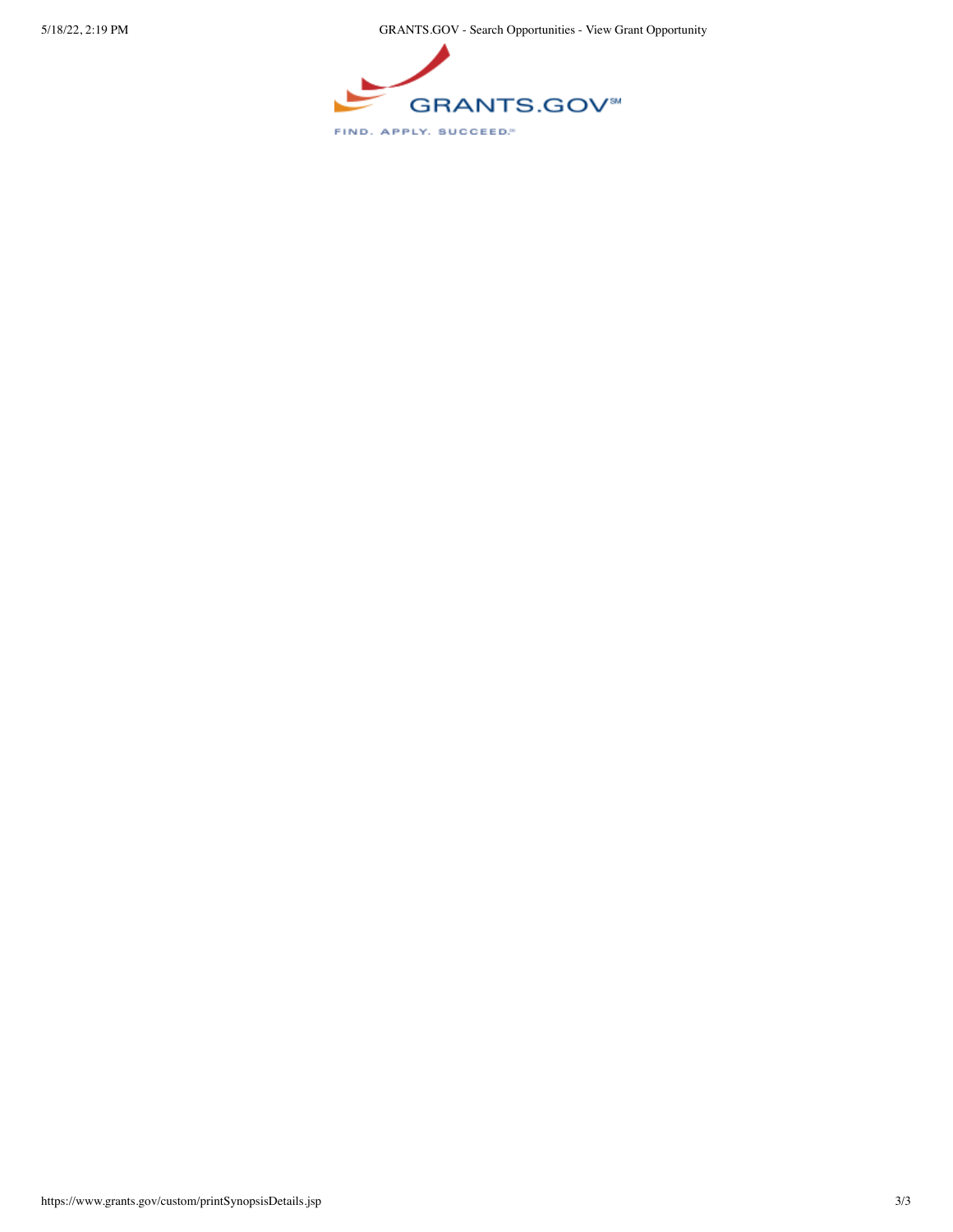GRANTS.GOV

FIND. APPLY. SUCCEED.